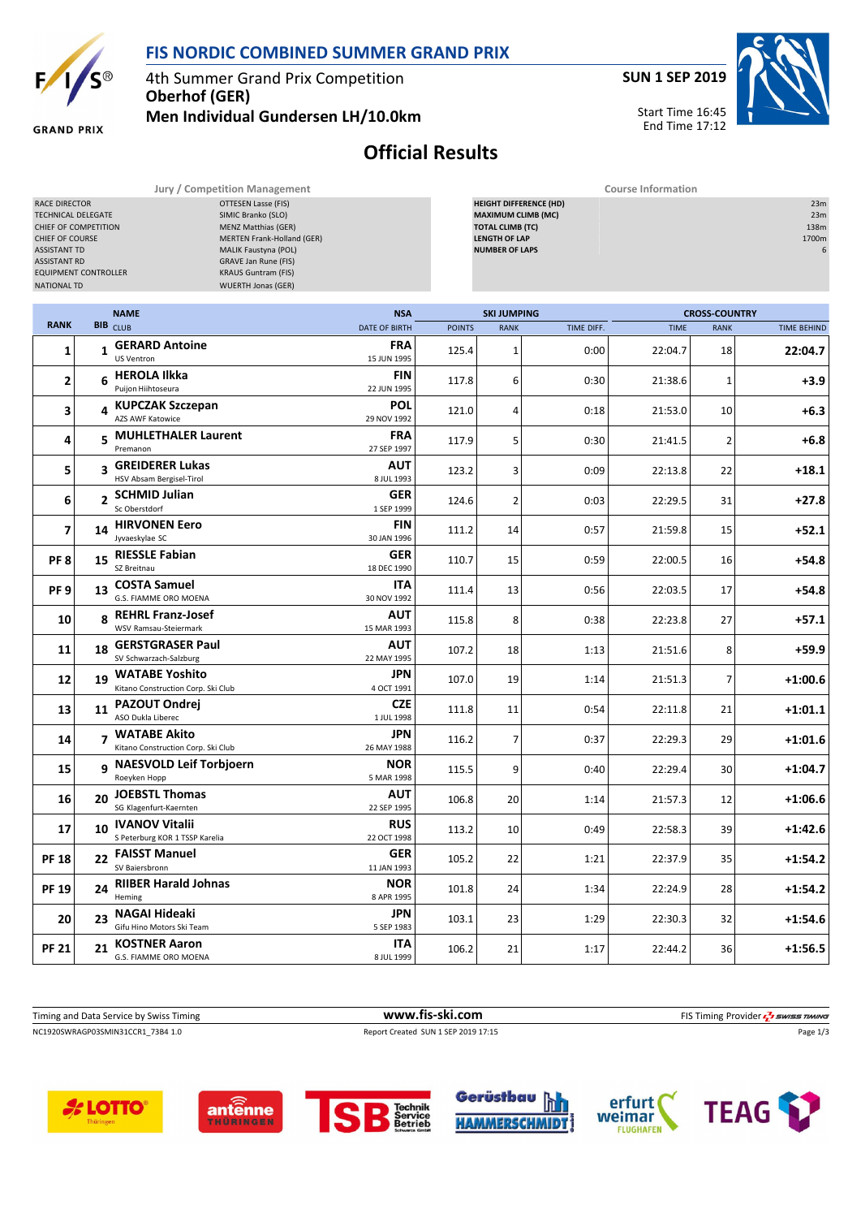# FIS NORDIC COMBINED SUMMER GRAND PRIX

4th Summer Grand Prix Competition
**Oberhof (GER)**
**Men Individual Gundersen LH/10.0km**

**SUN 1 SEP 2019**

Start Time 16:45
End Time 17:12

## Official Results

| Jury / Competition Management | |
|---|---|
| RACE DIRECTOR | OTTESEN Lasse (FIS) |
| TECHNICAL DELEGATE | SIMIC Branko (SLO) |
| CHIEF OF COMPETITION | MENZ Matthias (GER) |
| CHIEF OF COURSE | MERTEN Frank-Holland (GER) |
| ASSISTANT TD | MALIK Faustyna (POL) |
| ASSISTANT RD | GRAVE Jan Rune (FIS) |
| EQUIPMENT CONTROLLER | KRAUS Guntram (FIS) |
| NATIONAL TD | WUERTH Jonas (GER) |

| Course Information | |
|---|---|
| HEIGHT DIFFERENCE (HD) | 23m |
| MAXIMUM CLIMB (MC) | 23m |
| TOTAL CLIMB (TC) | 138m |
| LENGTH OF LAP | 1700m |
| NUMBER OF LAPS | 6 |

| RANK | BIB | NAME / CLUB | NSA / DATE OF BIRTH | SKI JUMPING POINTS | SKI JUMPING RANK | SKI JUMPING TIME DIFF. | CROSS-COUNTRY TIME | CROSS-COUNTRY RANK | CROSS-COUNTRY TIME BEHIND |
|---|---|---|---|---|---|---|---|---|---|
| 1 | 1 | **GERARD Antoine** US Ventron | **FRA** 15 JUN 1995 | 125.4 | 1 | 0:00 | 22:04.7 | 18 | **22:04.7** |
| 2 | 6 | **HEROLA Ilkka** Puijon Hiihtoseura | **FIN** 22 JUN 1995 | 117.8 | 6 | 0:30 | 21:38.6 | 1 | **+3.9** |
| 3 | 4 | **KUPCZAK Szczepan** AZS AWF Katowice | **POL** 29 NOV 1992 | 121.0 | 4 | 0:18 | 21:53.0 | 10 | **+6.3** |
| 4 | 5 | **MUHLETHALER Laurent** Premanon | **FRA** 27 SEP 1997 | 117.9 | 5 | 0:30 | 21:41.5 | 2 | **+6.8** |
| 5 | 3 | **GREIDERER Lukas** HSV Absam Bergisel-Tirol | **AUT** 8 JUL 1993 | 123.2 | 3 | 0:09 | 22:13.8 | 22 | **+18.1** |
| 6 | 2 | **SCHMID Julian** Sc Oberstdorf | **GER** 1 SEP 1999 | 124.6 | 2 | 0:03 | 22:29.5 | 31 | **+27.8** |
| 7 | 14 | **HIRVONEN Eero** Jyvaeskylae SC | **FIN** 30 JAN 1996 | 111.2 | 14 | 0:57 | 21:59.8 | 15 | **+52.1** |
| PF 8 | 15 | **RIESSLE Fabian** SZ Breitnau | **GER** 18 DEC 1990 | 110.7 | 15 | 0:59 | 22:00.5 | 16 | **+54.8** |
| PF 9 | 13 | **COSTA Samuel** G.S. FIAMME ORO MOENA | **ITA** 30 NOV 1992 | 111.4 | 13 | 0:56 | 22:03.5 | 17 | **+54.8** |
| 10 | 8 | **REHRL Franz-Josef** WSV Ramsau-Steiermark | **AUT** 15 MAR 1993 | 115.8 | 8 | 0:38 | 22:23.8 | 27 | **+57.1** |
| 11 | 18 | **GERSTGRASER Paul** SV Schwarzach-Salzburg | **AUT** 22 MAY 1995 | 107.2 | 18 | 1:13 | 21:51.6 | 8 | **+59.9** |
| 12 | 19 | **WATABE Yoshito** Kitano Construction Corp. Ski Club | **JPN** 4 OCT 1991 | 107.0 | 19 | 1:14 | 21:51.3 | 7 | **+1:00.6** |
| 13 | 11 | **PAZOUT Ondrej** ASO Dukla Liberec | **CZE** 1 JUL 1998 | 111.8 | 11 | 0:54 | 22:11.8 | 21 | **+1:01.1** |
| 14 | 7 | **WATABE Akito** Kitano Construction Corp. Ski Club | **JPN** 26 MAY 1988 | 116.2 | 7 | 0:37 | 22:29.3 | 29 | **+1:01.6** |
| 15 | 9 | **NAESVOLD Leif Torbjoern** Roeyken Hopp | **NOR** 5 MAR 1998 | 115.5 | 9 | 0:40 | 22:29.4 | 30 | **+1:04.7** |
| 16 | 20 | **JOEBSTL Thomas** SG Klagenfurt-Kaernten | **AUT** 22 SEP 1995 | 106.8 | 20 | 1:14 | 21:57.3 | 12 | **+1:06.6** |
| 17 | 10 | **IVANOV Vitalii** S Peterburg KOR 1 TSSP Karelia | **RUS** 22 OCT 1998 | 113.2 | 10 | 0:49 | 22:58.3 | 39 | **+1:42.6** |
| PF 18 | 22 | **FAISST Manuel** SV Baiersbronn | **GER** 11 JAN 1993 | 105.2 | 22 | 1:21 | 22:37.9 | 35 | **+1:54.2** |
| PF 19 | 24 | **RIIBER Harald Johnas** Heming | **NOR** 8 APR 1995 | 101.8 | 24 | 1:34 | 22:24.9 | 28 | **+1:54.2** |
| 20 | 23 | **NAGAI Hideaki** Gifu Hino Motors Ski Team | **JPN** 5 SEP 1983 | 103.1 | 23 | 1:29 | 22:30.3 | 32 | **+1:54.6** |
| PF 21 | 21 | **KOSTNER Aaron** G.S. FIAMME ORO MOENA | **ITA** 8 JUL 1999 | 106.2 | 21 | 1:17 | 22:44.2 | 36 | **+1:56.5** |

Timing and Data Service by Swiss Timing — www.fis-ski.com — FIS Timing Provider SWISS TIMING

NC1920SWRAGP03SMIN31CCR1_73B4 1.0 — Report Created SUN 1 SEP 2019 17:15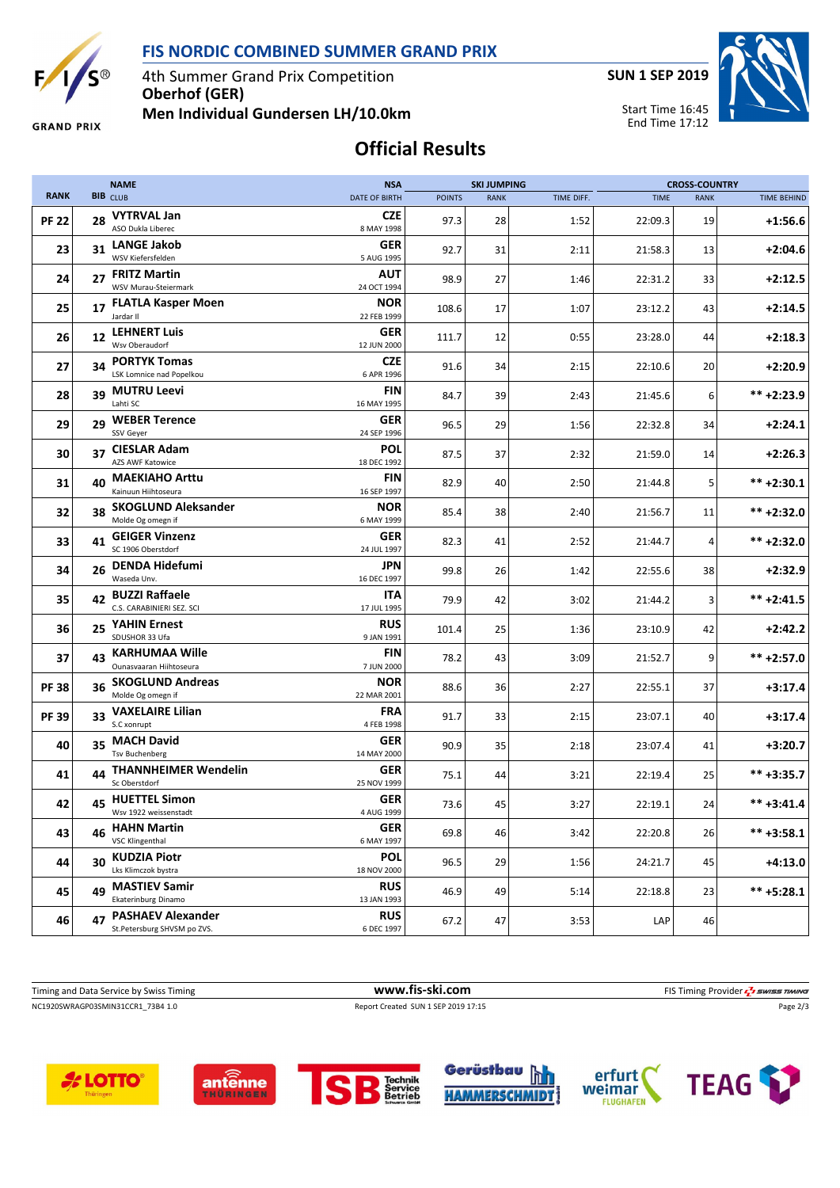# FIS NORDIC COMBINED SUMMER GRAND PRIX

4th Summer Grand Prix Competition
**Oberhof (GER)**
**Men Individual Gundersen LH/10.0km**

**SUN 1 SEP 2019**

Start Time 16:45
End Time 17:12

## Official Results

| RANK | BIB | NAME / CLUB | NSA / DATE OF BIRTH | SKI JUMPING POINTS | SKI JUMPING RANK | SKI JUMPING TIME DIFF. | CROSS-COUNTRY TIME | CROSS-COUNTRY RANK | CROSS-COUNTRY TIME BEHIND |
|---|---|---|---|---|---|---|---|---|---|
| PF 22 | 28 | **VYTRVAL Jan** ASO Dukla Liberec | CZE 8 MAY 1998 | 97.3 | 28 | 1:52 | 22:09.3 | 19 | +1:56.6 |
| 23 | 31 | **LANGE Jakob** WSV Kiefersfelden | GER 5 AUG 1995 | 92.7 | 31 | 2:11 | 21:58.3 | 13 | +2:04.6 |
| 24 | 27 | **FRITZ Martin** WSV Murau-Steiermark | AUT 24 OCT 1994 | 98.9 | 27 | 1:46 | 22:31.2 | 33 | +2:12.5 |
| 25 | 17 | **FLATLA Kasper Moen** Jardar Il | NOR 22 FEB 1999 | 108.6 | 17 | 1:07 | 23:12.2 | 43 | +2:14.5 |
| 26 | 12 | **LEHNERT Luis** Wsv Oberaudorf | GER 12 JUN 2000 | 111.7 | 12 | 0:55 | 23:28.0 | 44 | +2:18.3 |
| 27 | 34 | **PORTYK Tomas** LSK Lomnice nad Popelkou | CZE 6 APR 1996 | 91.6 | 34 | 2:15 | 22:10.6 | 20 | +2:20.9 |
| 28 | 39 | **MUTRU Leevi** Lahti SC | FIN 16 MAY 1995 | 84.7 | 39 | 2:43 | 21:45.6 | 6 | ** +2:23.9 |
| 29 | 29 | **WEBER Terence** SSV Geyer | GER 24 SEP 1996 | 96.5 | 29 | 1:56 | 22:32.8 | 34 | +2:24.1 |
| 30 | 37 | **CIESLAR Adam** AZS AWF Katowice | POL 18 DEC 1992 | 87.5 | 37 | 2:32 | 21:59.0 | 14 | +2:26.3 |
| 31 | 40 | **MAEKIAHO Arttu** Kainuun Hiihtoseura | FIN 16 SEP 1997 | 82.9 | 40 | 2:50 | 21:44.8 | 5 | ** +2:30.1 |
| 32 | 38 | **SKOGLUND Aleksander** Molde Og omegn if | NOR 6 MAY 1999 | 85.4 | 38 | 2:40 | 21:56.7 | 11 | ** +2:32.0 |
| 33 | 41 | **GEIGER Vinzenz** SC 1906 Oberstdorf | GER 24 JUL 1997 | 82.3 | 41 | 2:52 | 21:44.7 | 4 | ** +2:32.0 |
| 34 | 26 | **DENDA Hidefumi** Waseda Unv. | JPN 16 DEC 1997 | 99.8 | 26 | 1:42 | 22:55.6 | 38 | +2:32.9 |
| 35 | 42 | **BUZZI Raffaele** C.S. CARABINIERI SEZ. SCI | ITA 17 JUL 1995 | 79.9 | 42 | 3:02 | 21:44.2 | 3 | ** +2:41.5 |
| 36 | 25 | **YAHIN Ernest** SDUSHOR 33 Ufa | RUS 9 JAN 1991 | 101.4 | 25 | 1:36 | 23:10.9 | 42 | +2:42.2 |
| 37 | 43 | **KARHUMAA Wille** Ounasvaaran Hiihtoseura | FIN 7 JUN 2000 | 78.2 | 43 | 3:09 | 21:52.7 | 9 | ** +2:57.0 |
| PF 38 | 36 | **SKOGLUND Andreas** Molde Og omegn if | NOR 22 MAR 2001 | 88.6 | 36 | 2:27 | 22:55.1 | 37 | +3:17.4 |
| PF 39 | 33 | **VAXELAIRE Lilian** S.C xonrupt | FRA 4 FEB 1998 | 91.7 | 33 | 2:15 | 23:07.1 | 40 | +3:17.4 |
| 40 | 35 | **MACH David** Tsv Buchenberg | GER 14 MAY 2000 | 90.9 | 35 | 2:18 | 23:07.4 | 41 | +3:20.7 |
| 41 | 44 | **THANNHEIMER Wendelin** Sc Oberstdorf | GER 25 NOV 1999 | 75.1 | 44 | 3:21 | 22:19.4 | 25 | ** +3:35.7 |
| 42 | 45 | **HUETTEL Simon** Wsv 1922 weissenstadt | GER 4 AUG 1999 | 73.6 | 45 | 3:27 | 22:19.1 | 24 | ** +3:41.4 |
| 43 | 46 | **HAHN Martin** VSC Klingenthal | GER 6 MAY 1997 | 69.8 | 46 | 3:42 | 22:20.8 | 26 | ** +3:58.1 |
| 44 | 30 | **KUDZIA Piotr** Lks Klimczok bystra | POL 18 NOV 2000 | 96.5 | 29 | 1:56 | 24:21.7 | 45 | +4:13.0 |
| 45 | 49 | **MASTIEV Samir** Ekaterinburg Dinamo | RUS 13 JAN 1993 | 46.9 | 49 | 5:14 | 22:18.8 | 23 | ** +5:28.1 |
| 46 | 47 | **PASHAEV Alexander** St.Petersburg SHVSM po ZVS. | RUS 6 DEC 1997 | 67.2 | 47 | 3:53 | LAP | 46 | |

Timing and Data Service by Swiss Timing | www.fis-ski.com | FIS Timing Provider SWISS TIMING

NC1920SWRAGP03SMIN31CCR1_73B4 1.0 | Report Created SUN 1 SEP 2019 17:15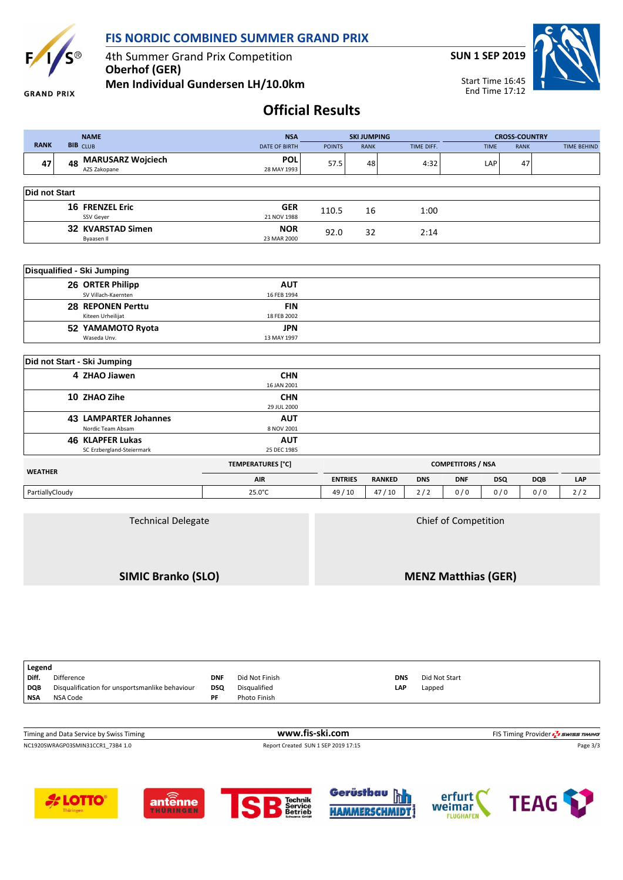# FIS NORDIC COMBINED SUMMER GRAND PRIX

4th Summer Grand Prix Competition
**Oberhof (GER)**
**Men Individual Gundersen LH/10.0km**

**SUN 1 SEP 2019**

Start Time 16:45
End Time 17:12

## Official Results

| RANK | BIB | NAME / CLUB | NSA / DATE OF BIRTH | SKI JUMPING POINTS | SKI JUMPING RANK | SKI JUMPING TIME DIFF. | CROSS-COUNTRY TIME | CROSS-COUNTRY RANK | CROSS-COUNTRY TIME BEHIND |
|---|---|---|---|---|---|---|---|---|---|
| 47 | 48 | MARUSARZ Wojciech / AZS Zakopane | POL / 28 MAY 1993 | 57.5 | 48 | 4:32 | LAP | 47 | |

### Did not Start

| BIB | NAME / CLUB | NSA / DATE OF BIRTH | POINTS | RANK | TIME DIFF. |
|---|---|---|---|---|---|
| 16 | FRENZEL Eric / SSV Geyer | GER / 21 NOV 1988 | 110.5 | 16 | 1:00 |
| 32 | KVARSTAD Simen / Byaasen Il | NOR / 23 MAR 2000 | 92.0 | 32 | 2:14 |

### Disqualified - Ski Jumping

| BIB | NAME / CLUB | NSA / DATE OF BIRTH |
|---|---|---|
| 26 | ORTER Philipp / SV Villach-Kaernten | AUT / 16 FEB 1994 |
| 28 | REPONEN Perttu / Kiteen Urheilijat | FIN / 18 FEB 2002 |
| 52 | YAMAMOTO Ryota / Waseda Unv. | JPN / 13 MAY 1997 |

### Did not Start - Ski Jumping

| BIB | NAME / CLUB | NSA / DATE OF BIRTH |
|---|---|---|
| 4 | ZHAO Jiawen | CHN / 16 JAN 2001 |
| 10 | ZHAO Zihe | CHN / 29 JUL 2000 |
| 43 | LAMPARTER Johannes / Nordic Team Absam | AUT / 8 NOV 2001 |
| 46 | KLAPFER Lukas / SC Erzbergland-Steiermark | AUT / 25 DEC 1985 |

| WEATHER | TEMPERATURES [°C] AIR | ENTRIES | RANKED | DNS | DNF | DSQ | DQB | LAP |
|---|---|---|---|---|---|---|---|---|
| PartiallyCloudy | 25.0°C | 49 / 10 | 47 / 10 | 2 / 2 | 0 / 0 | 0 / 0 | 0 / 0 | 2 / 2 |

| Technical Delegate | Chief of Competition |
|---|---|
| **SIMIC Branko (SLO)** | **MENZ Matthias (GER)** |

**Legend**

| | | | | | |
|---|---|---|---|---|---|
| **Diff.** | Difference | **DNF** | Did Not Finish | **DNS** | Did Not Start |
| **DQB** | Disqualification for unsportsmanlike behaviour | **DSQ** | Disqualified | **LAP** | Lapped |
| **NSA** | NSA Code | **PF** | Photo Finish | | |

Timing and Data Service by Swiss Timing — www.fis-ski.com — FIS Timing Provider SWISS TIMING

NC1920SWRAGP03SMIN31CCR1_73B4 1.0 — Report Created SUN 1 SEP 2019 17:15